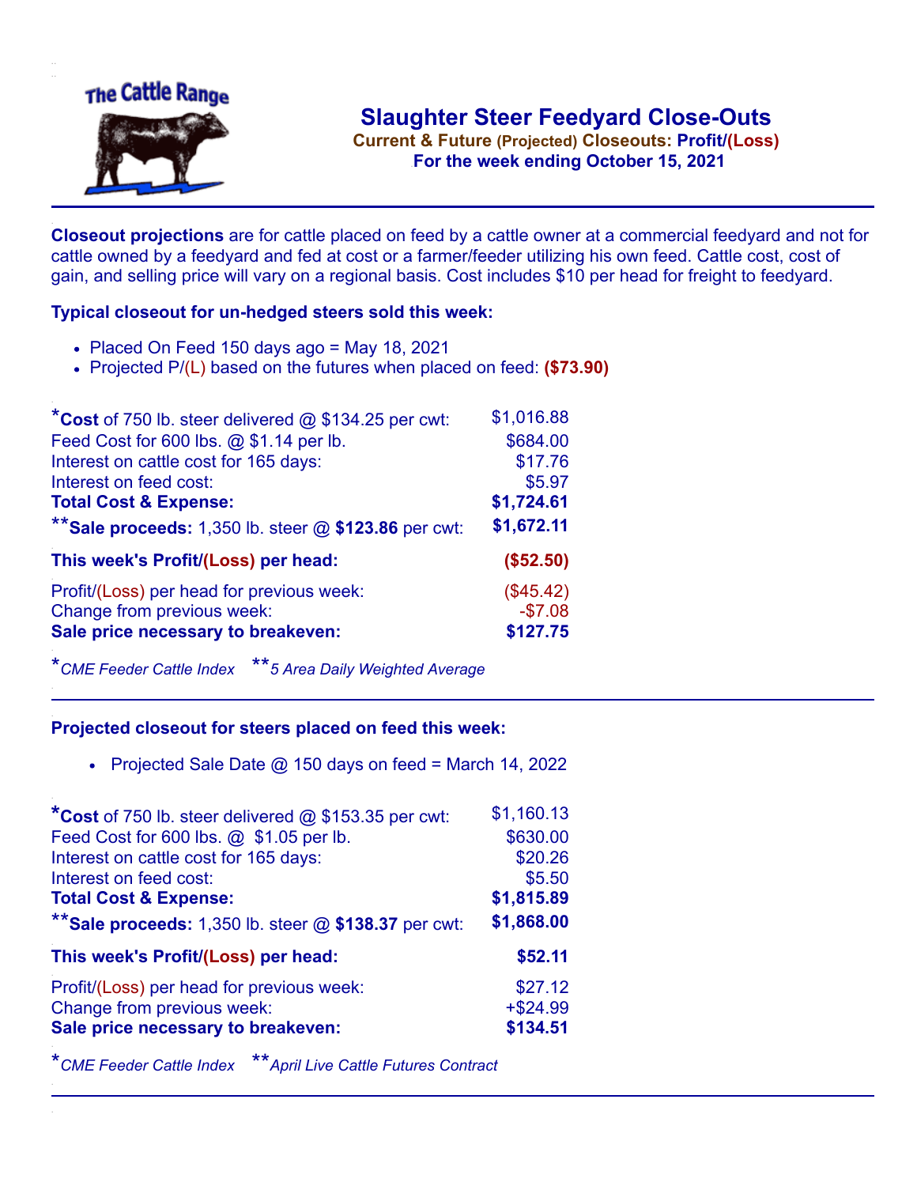The Cattle Range

# Slaughter Steer Feedyard Close-Outs

**Current & Future (Projected) Closeouts: Profit/(Loss)**

**For the week ending October 15, 2021**

**Closeout projections** are for cattle placed on feed by a cattle owner at a commercial feedyard and not for cattle owned by a feedyard and fed at cost or a farmer/feeder utilizing his own feed. Cattle cost, cost of gain, and selling price will vary on a regional basis. Cost includes $10 per head for freight to feedyard.

### Typical closeout for un-hedged steers sold this week:

- Placed On Feed 150 days ago = May 18, 2021
- Projected P/(L) based on the futures when placed on feed: **($73.90)**

| | |
|---|---|
| ***Cost** of 750 lb. steer delivered @ $134.25 per cwt: | $1,016.88 |
| Feed Cost for 600 lbs. @ $1.14 per lb. | $684.00 |
| Interest on cattle cost for 165 days: | $17.76 |
| Interest on feed cost: | $5.97 |
| **Total Cost & Expense:** | **$1,724.61** |
| ****Sale proceeds:** 1,350 lb. steer @ **$123.86** per cwt: | **$1,672.11** |
| **This week's Profit/(Loss) per head:** | **($52.50)** |
| Profit/(Loss) per head for previous week: | ($45.42) |
| Change from previous week: | -$7.08 |
| **Sale price necessary to breakeven:** | **$127.75** |

*CME Feeder Cattle Index **5 Area Daily Weighted Average

### Projected closeout for steers placed on feed this week:

- Projected Sale Date @ 150 days on feed = March 14, 2022

| | |
|---|---|
| ***Cost** of 750 lb. steer delivered @ $153.35 per cwt: | $1,160.13 |
| Feed Cost for 600 lbs. @ $1.05 per lb. | $630.00 |
| Interest on cattle cost for 165 days: | $20.26 |
| Interest on feed cost: | $5.50 |
| **Total Cost & Expense:** | **$1,815.89** |
| ****Sale proceeds:** 1,350 lb. steer @ **$138.37** per cwt: | **$1,868.00** |
| **This week's Profit/(Loss) per head:** | **$52.11** |
| Profit/(Loss) per head for previous week: | $27.12 |
| Change from previous week: | +$24.99 |
| **Sale price necessary to breakeven:** | **$134.51** |

*CME Feeder Cattle Index **April Live Cattle Futures Contract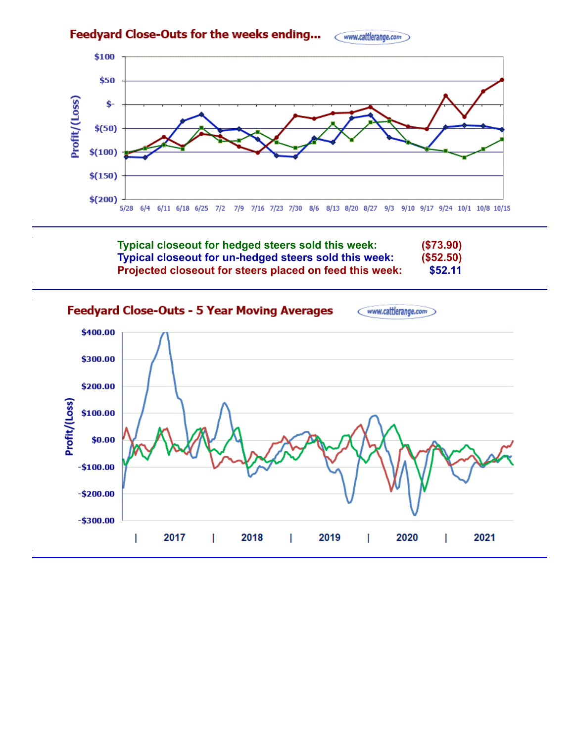## Feedyard Close-Outs for the weeks ending...

www.cattlerange.com

$100
$50
$-
$(50)
$(100)
$(150)
$(200)

Profit/(Loss)

5/28 6/4 6/11 6/18 6/25 7/2 7/9 7/16 7/23 7/30 8/6 8/13 8/20 8/27 9/3 9/10 9/17 9/24 10/1 10/8 10/15

| | |
|---|---|
| Typical closeout for hedged steers sold this week: | ($73.90) |
| Typical closeout for un-hedged steers sold this week: | ($52.50) |
| Projected closeout for steers placed on feed this week: | $52.11 |

## Feedyard Close-Outs - 5 Year Moving Averages

www.cattlerange.com

$400.00
$300.00
$200.00
$100.00
$0.00
-$100.00
-$200.00
-$300.00

Profit/(Loss)

2017 2018 2019 2020 2021